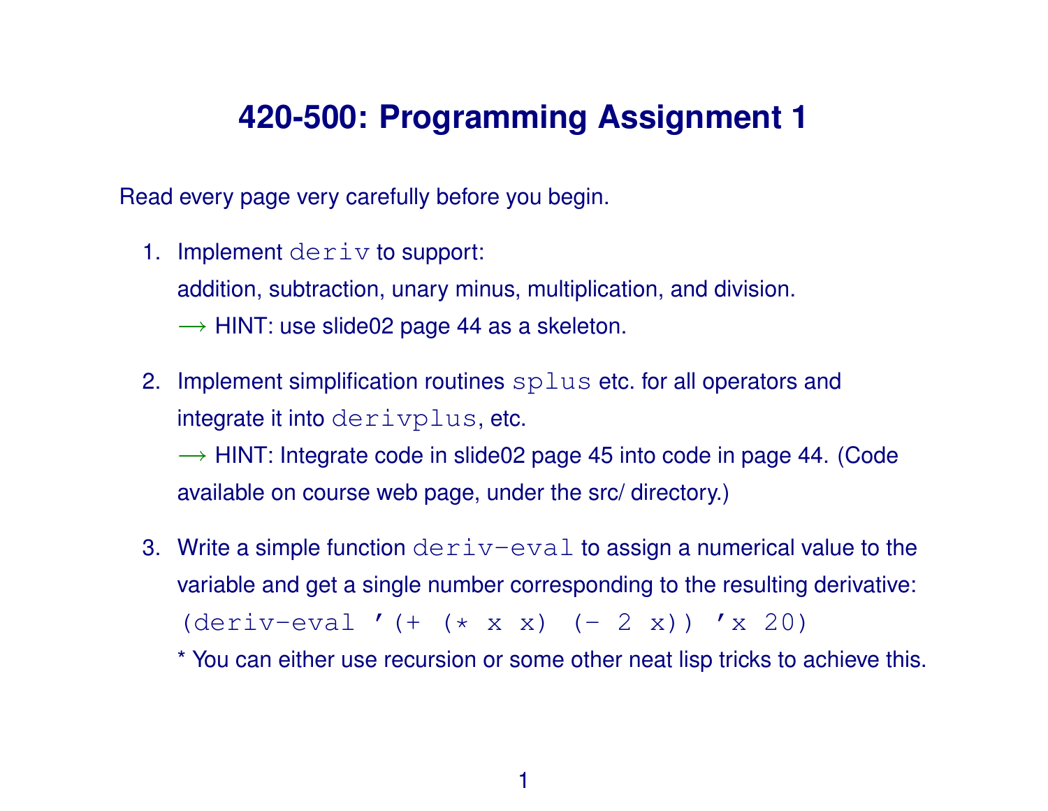# 420-500: Programming Assignment 1

Read every page very carefully before you begin.

1. Implement `deriv` to support:
   addition, subtraction, unary minus, multiplication, and division.
   ⟶ HINT: use slide02 page 44 as a skeleton.

2. Implement simplification routines `splus` etc. for all operators and integrate it into `derivplus`, etc.
   ⟶ HINT: Integrate code in slide02 page 45 into code in page 44. (Code available on course web page, under the src/ directory.)

3. Write a simple function `deriv-eval` to assign a numerical value to the variable and get a single number corresponding to the resulting derivative:
   `(deriv-eval '(+ (* x x) (- 2 x)) 'x 20)`
   * You can either use recursion or some other neat lisp tricks to achieve this.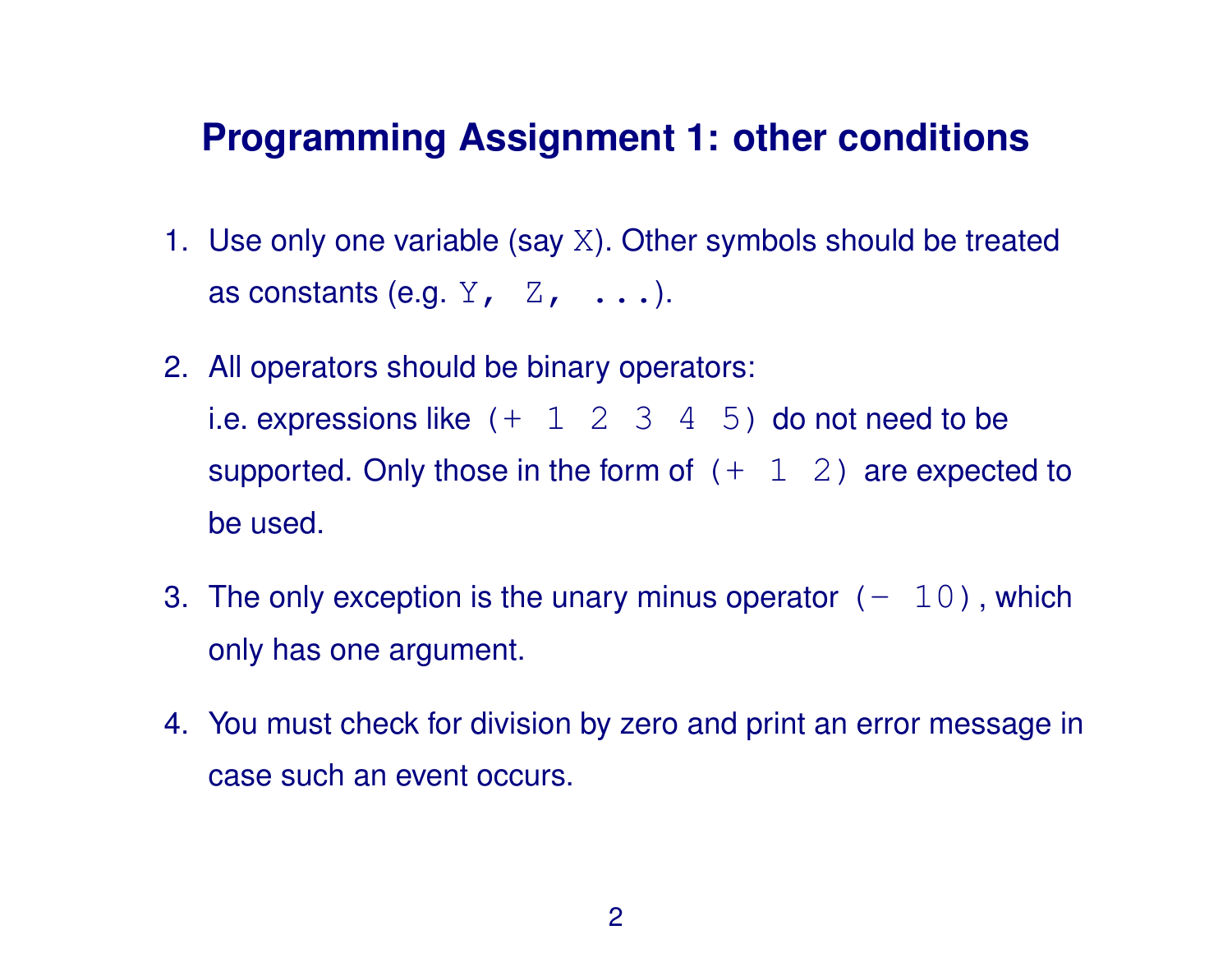## Programming Assignment 1: other conditions

1. Use only one variable (say `X`). Other symbols should be treated as constants (e.g. `Y, Z, ...`).

2. All operators should be binary operators:
   i.e. expressions like `(+ 1 2 3 4 5)` do not need to be supported. Only those in the form of `(+ 1 2)` are expected to be used.

3. The only exception is the unary minus operator `(- 10)`, which only has one argument.

4. You must check for division by zero and print an error message in case such an event occurs.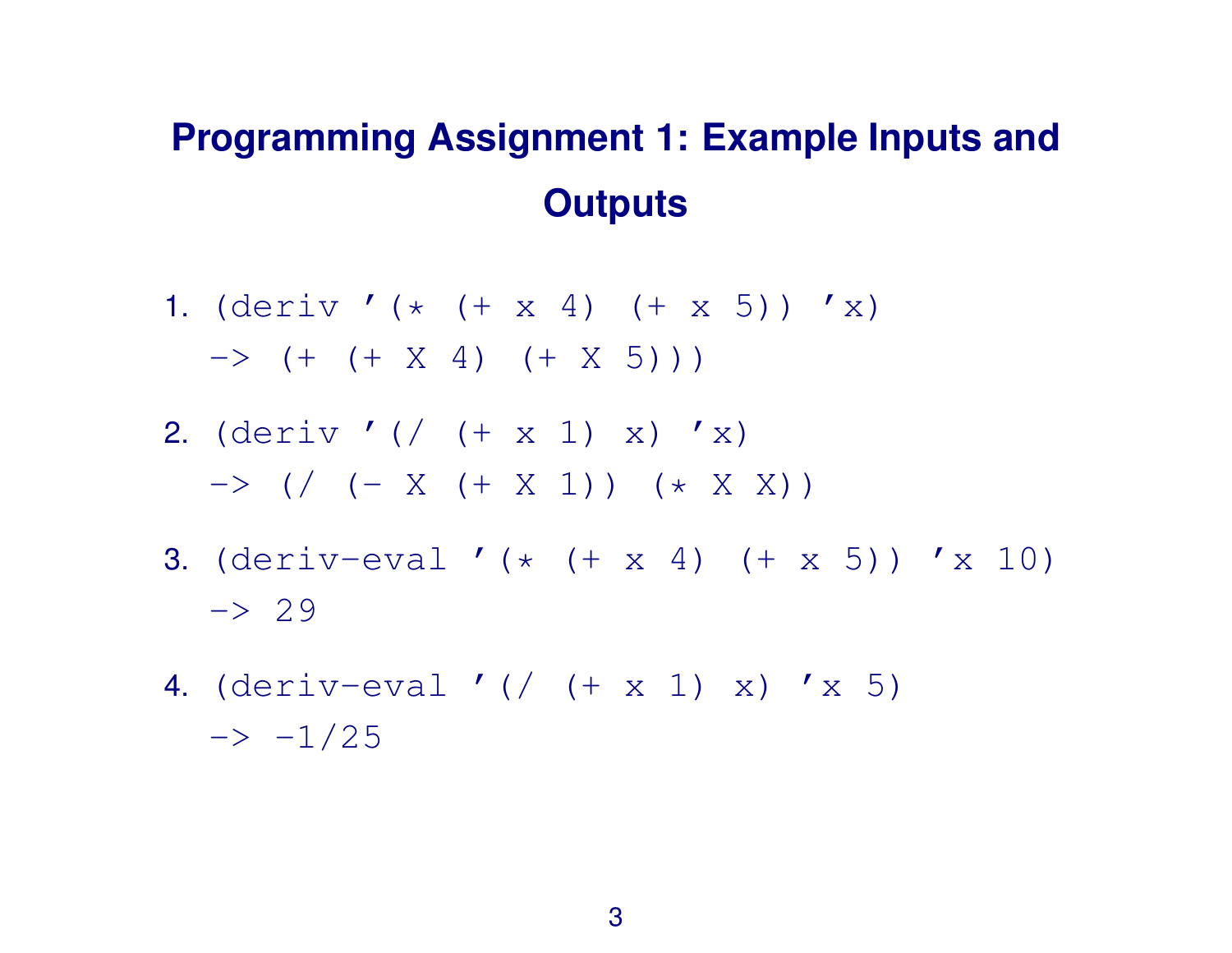# Programming Assignment 1: Example Inputs and Outputs

1. `(deriv '(* (+ x 4) (+ x 5)) 'x)`
   `-> (+ (+ X 4) (+ X 5)))`

2. `(deriv '(/ (+ x 1) x) 'x)`
   `-> (/ (- X (+ X 1)) (* X X))`

3. `(deriv-eval '(* (+ x 4) (+ x 5)) 'x 10)`
   `-> 29`

4. `(deriv-eval '(/ (+ x 1) x) 'x 5)`
   `-> -1/25`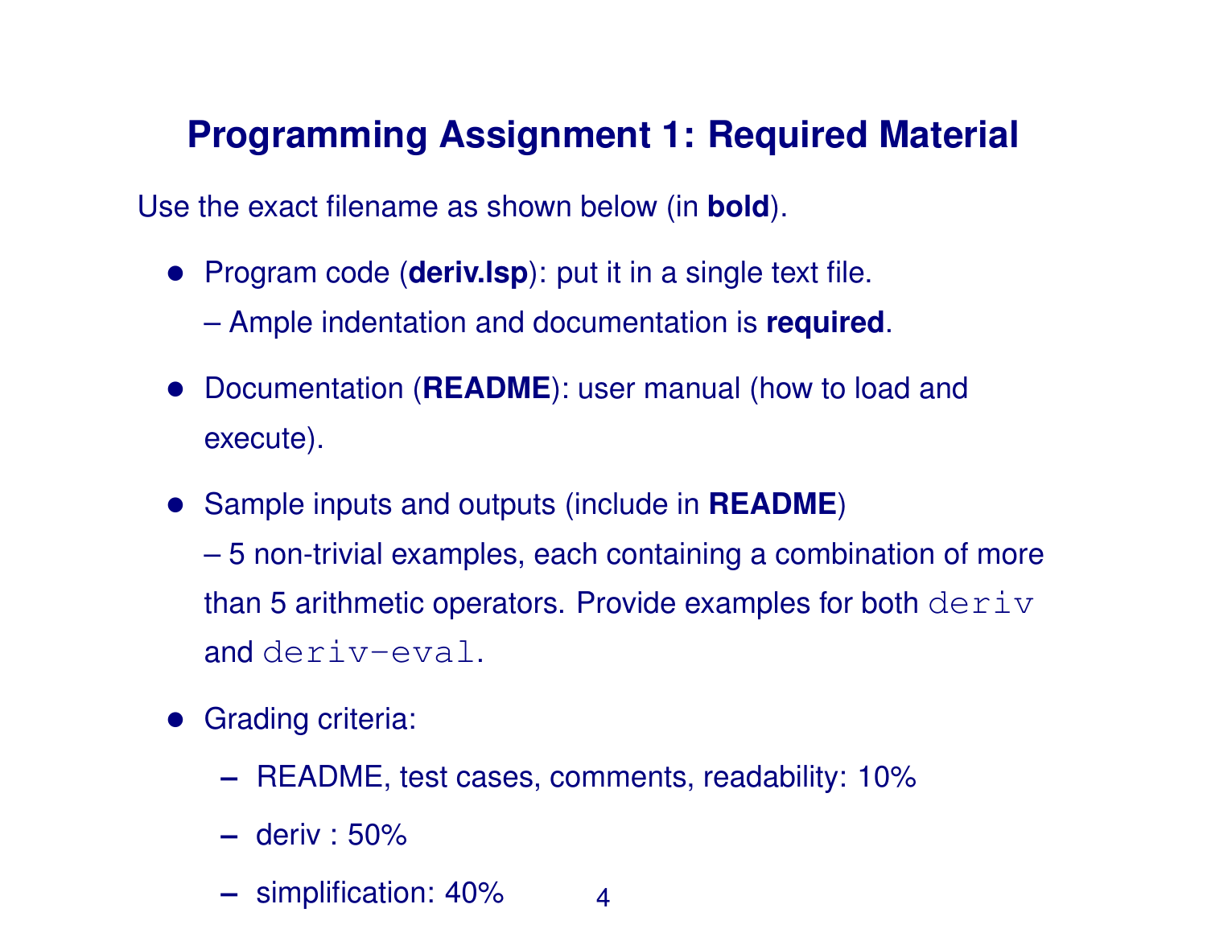# Programming Assignment 1: Required Material

Use the exact filename as shown below (in **bold**).

- Program code (**deriv.lsp**): put it in a single text file.
  – Ample indentation and documentation is **required**.
- Documentation (**README**): user manual (how to load and execute).
- Sample inputs and outputs (include in **README**)
  – 5 non-trivial examples, each containing a combination of more than 5 arithmetic operators. Provide examples for both `deriv` and `deriv-eval`.
- Grading criteria:
  - README, test cases, comments, readability: 10%
  - deriv : 50%
  - simplification: 40%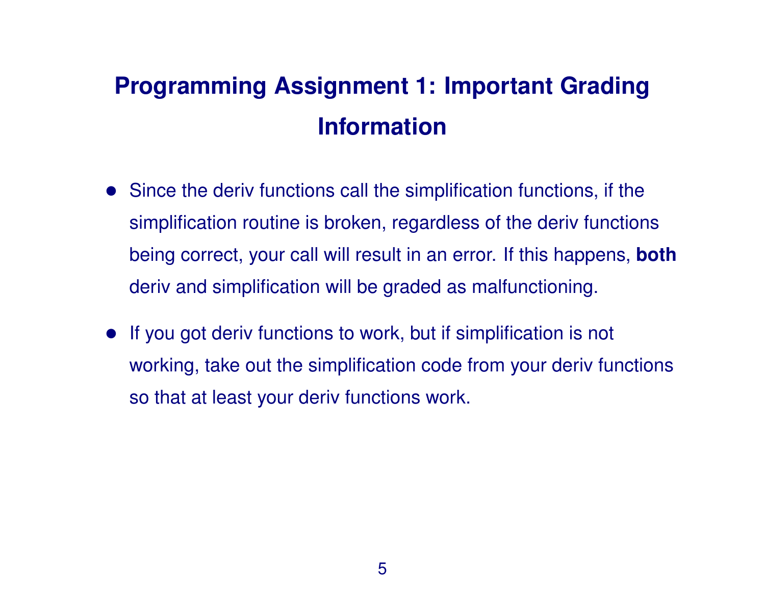# Programming Assignment 1: Important Grading Information

- Since the deriv functions call the simplification functions, if the simplification routine is broken, regardless of the deriv functions being correct, your call will result in an error. If this happens, **both** deriv and simplification will be graded as malfunctioning.
- If you got deriv functions to work, but if simplification is not working, take out the simplification code from your deriv functions so that at least your deriv functions work.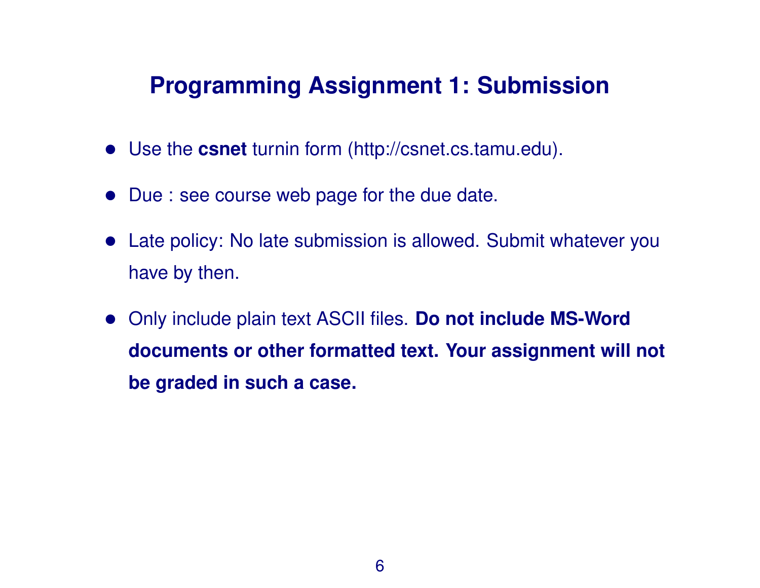## Programming Assignment 1: Submission

- Use the **csnet** turnin form (http://csnet.cs.tamu.edu).
- Due : see course web page for the due date.
- Late policy: No late submission is allowed. Submit whatever you have by then.
- Only include plain text ASCII files. **Do not include MS-Word documents or other formatted text. Your assignment will not be graded in such a case.**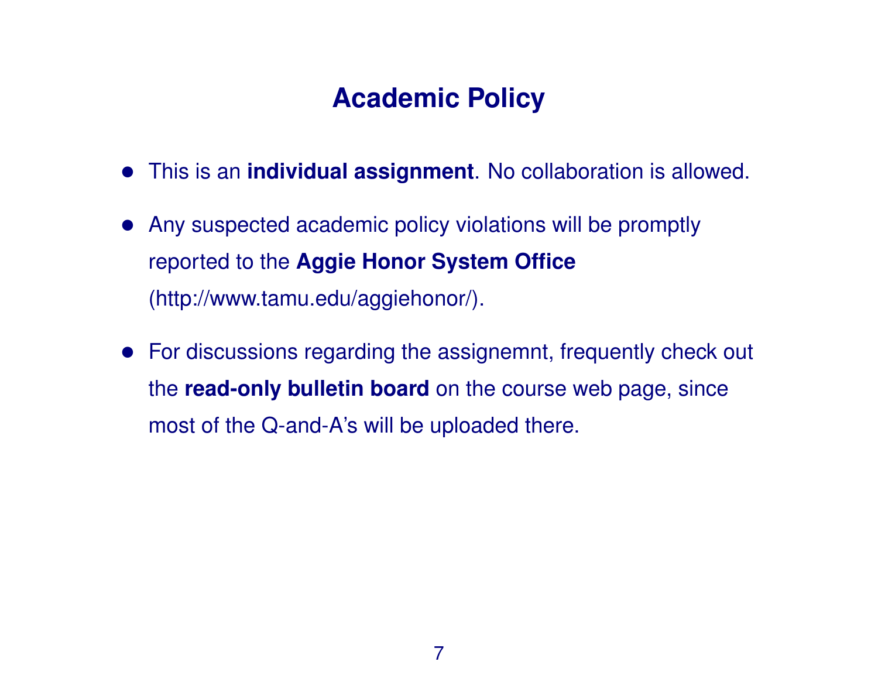# Academic Policy

- This is an **individual assignment**. No collaboration is allowed.
- Any suspected academic policy violations will be promptly reported to the **Aggie Honor System Office** (http://www.tamu.edu/aggiehonor/).
- For discussions regarding the assignemnt, frequently check out the **read-only bulletin board** on the course web page, since most of the Q-and-A's will be uploaded there.